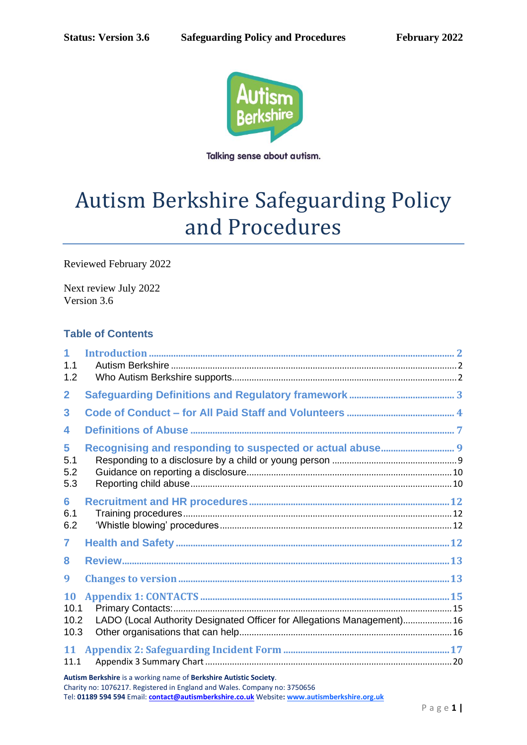Talking sense about autism.

# Autism Berkshire Safeguarding Policy and Procedures

Reviewed February 2022

Next review July 2022
Version 3.6

## Table of Contents

1 Introduction ..... 2
1.1 Autism Berkshire ..... 2
1.2 Who Autism Berkshire supports ..... 2
2 Safeguarding Definitions and Regulatory framework ..... 3
3 Code of Conduct – for All Paid Staff and Volunteers ..... 4
4 Definitions of Abuse ..... 7
5 Recognising and responding to suspected or actual abuse ..... 9
5.1 Responding to a disclosure by a child or young person ..... 9
5.2 Guidance on reporting a disclosure ..... 10
5.3 Reporting child abuse ..... 10
6 Recruitment and HR procedures ..... 12
6.1 Training procedures ..... 12
6.2 'Whistle blowing' procedures ..... 12
7 Health and Safety ..... 12
8 Review ..... 13
9 Changes to version ..... 13
10 Appendix 1: CONTACTS ..... 15
10.1 Primary Contacts: ..... 15
10.2 LADO (Local Authority Designated Officer for Allegations Management) ..... 16
10.3 Other organisations that can help ..... 16
11 Appendix 2: Safeguarding Incident Form ..... 17
11.1 Appendix 3 Summary Chart ..... 20

**Autism Berkshire** is a working name of **Berkshire Autistic Society**.
Charity no: 1076217. Registered in England and Wales. Company no: 3750656
Tel: **01189 594 594** Email: **contact@autismberkshire.co.uk** Website**: www.autismberkshire.org.uk**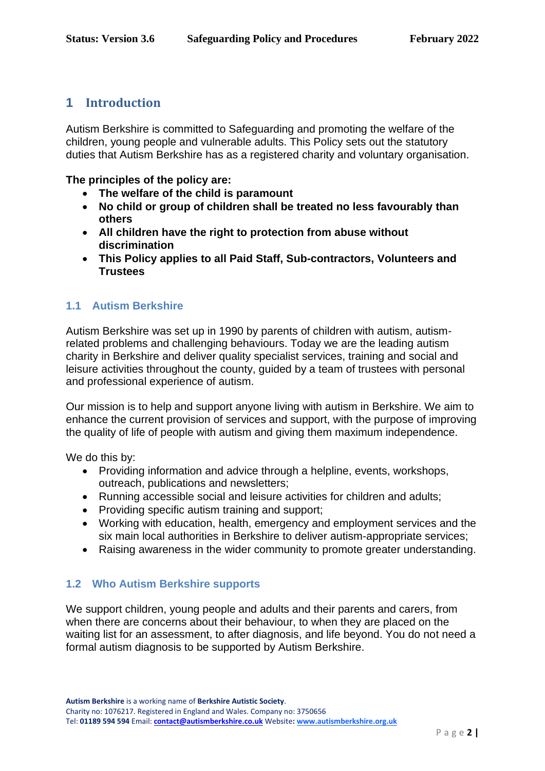# 1 Introduction

Autism Berkshire is committed to Safeguarding and promoting the welfare of the children, young people and vulnerable adults. This Policy sets out the statutory duties that Autism Berkshire has as a registered charity and voluntary organisation.

**The principles of the policy are:**

- **The welfare of the child is paramount**
- **No child or group of children shall be treated no less favourably than others**
- **All children have the right to protection from abuse without discrimination**
- **This Policy applies to all Paid Staff, Sub-contractors, Volunteers and Trustees**

## 1.1 Autism Berkshire

Autism Berkshire was set up in 1990 by parents of children with autism, autism-related problems and challenging behaviours. Today we are the leading autism charity in Berkshire and deliver quality specialist services, training and social and leisure activities throughout the county, guided by a team of trustees with personal and professional experience of autism.

Our mission is to help and support anyone living with autism in Berkshire. We aim to enhance the current provision of services and support, with the purpose of improving the quality of life of people with autism and giving them maximum independence.

We do this by:

- Providing information and advice through a helpline, events, workshops, outreach, publications and newsletters;
- Running accessible social and leisure activities for children and adults;
- Providing specific autism training and support;
- Working with education, health, emergency and employment services and the six main local authorities in Berkshire to deliver autism-appropriate services;
- Raising awareness in the wider community to promote greater understanding.

## 1.2 Who Autism Berkshire supports

We support children, young people and adults and their parents and carers, from when there are concerns about their behaviour, to when they are placed on the waiting list for an assessment, to after diagnosis, and life beyond. You do not need a formal autism diagnosis to be supported by Autism Berkshire.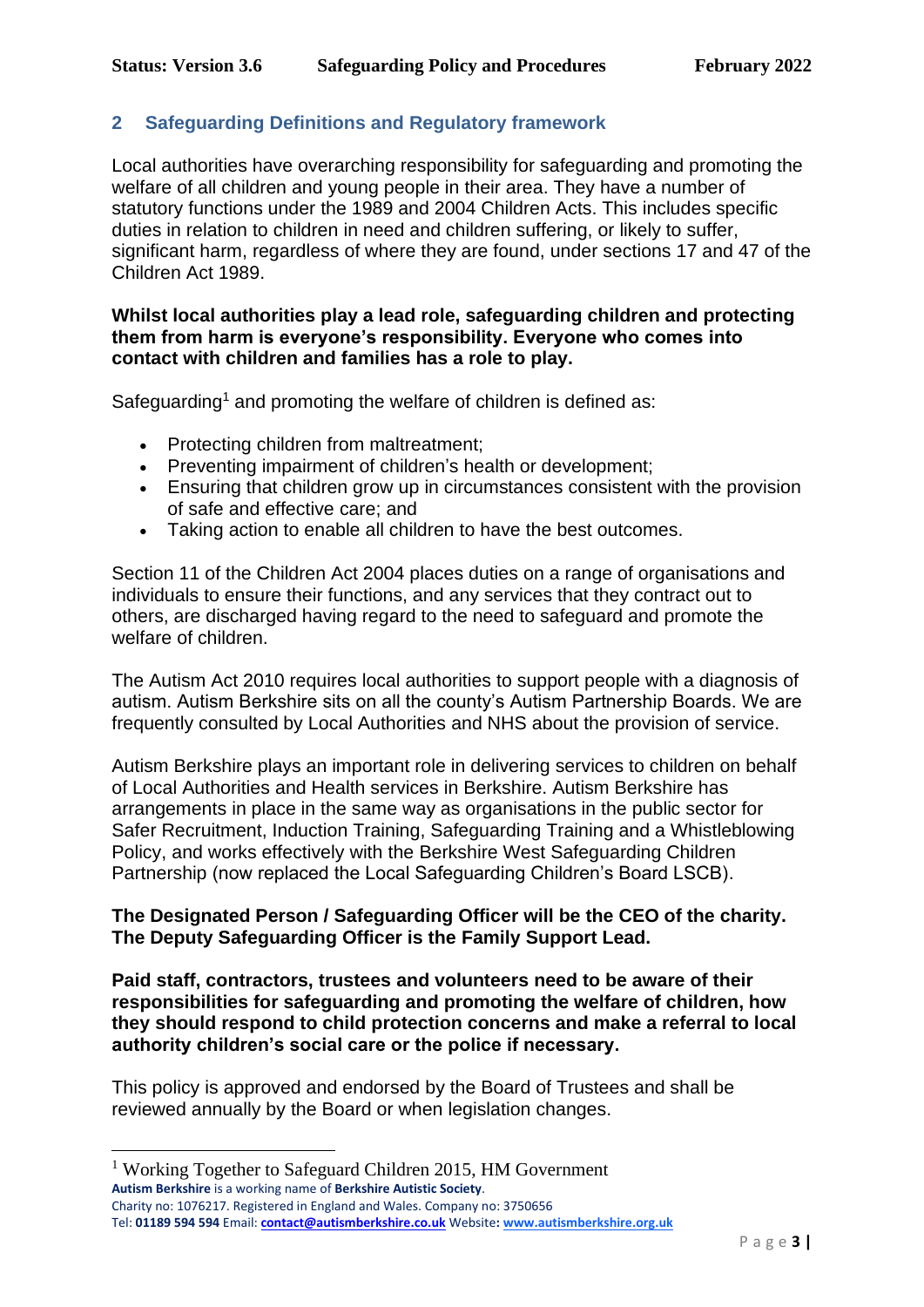## 2 Safeguarding Definitions and Regulatory framework

Local authorities have overarching responsibility for safeguarding and promoting the welfare of all children and young people in their area. They have a number of statutory functions under the 1989 and 2004 Children Acts. This includes specific duties in relation to children in need and children suffering, or likely to suffer, significant harm, regardless of where they are found, under sections 17 and 47 of the Children Act 1989.

**Whilst local authorities play a lead role, safeguarding children and protecting them from harm is everyone's responsibility. Everyone who comes into contact with children and families has a role to play.**

Safeguarding[1] and promoting the welfare of children is defined as:

- Protecting children from maltreatment;
- Preventing impairment of children's health or development;
- Ensuring that children grow up in circumstances consistent with the provision of safe and effective care; and
- Taking action to enable all children to have the best outcomes.

Section 11 of the Children Act 2004 places duties on a range of organisations and individuals to ensure their functions, and any services that they contract out to others, are discharged having regard to the need to safeguard and promote the welfare of children.

The Autism Act 2010 requires local authorities to support people with a diagnosis of autism. Autism Berkshire sits on all the county's Autism Partnership Boards. We are frequently consulted by Local Authorities and NHS about the provision of service.

Autism Berkshire plays an important role in delivering services to children on behalf of Local Authorities and Health services in Berkshire. Autism Berkshire has arrangements in place in the same way as organisations in the public sector for Safer Recruitment, Induction Training, Safeguarding Training and a Whistleblowing Policy, and works effectively with the Berkshire West Safeguarding Children Partnership (now replaced the Local Safeguarding Children's Board LSCB).

**The Designated Person / Safeguarding Officer will be the CEO of the charity. The Deputy Safeguarding Officer is the Family Support Lead.**

**Paid staff, contractors, trustees and volunteers need to be aware of their responsibilities for safeguarding and promoting the welfare of children, how they should respond to child protection concerns and make a referral to local authority children's social care or the police if necessary.**

This policy is approved and endorsed by the Board of Trustees and shall be reviewed annually by the Board or when legislation changes.

---

[1] Working Together to Safeguard Children 2015, HM Government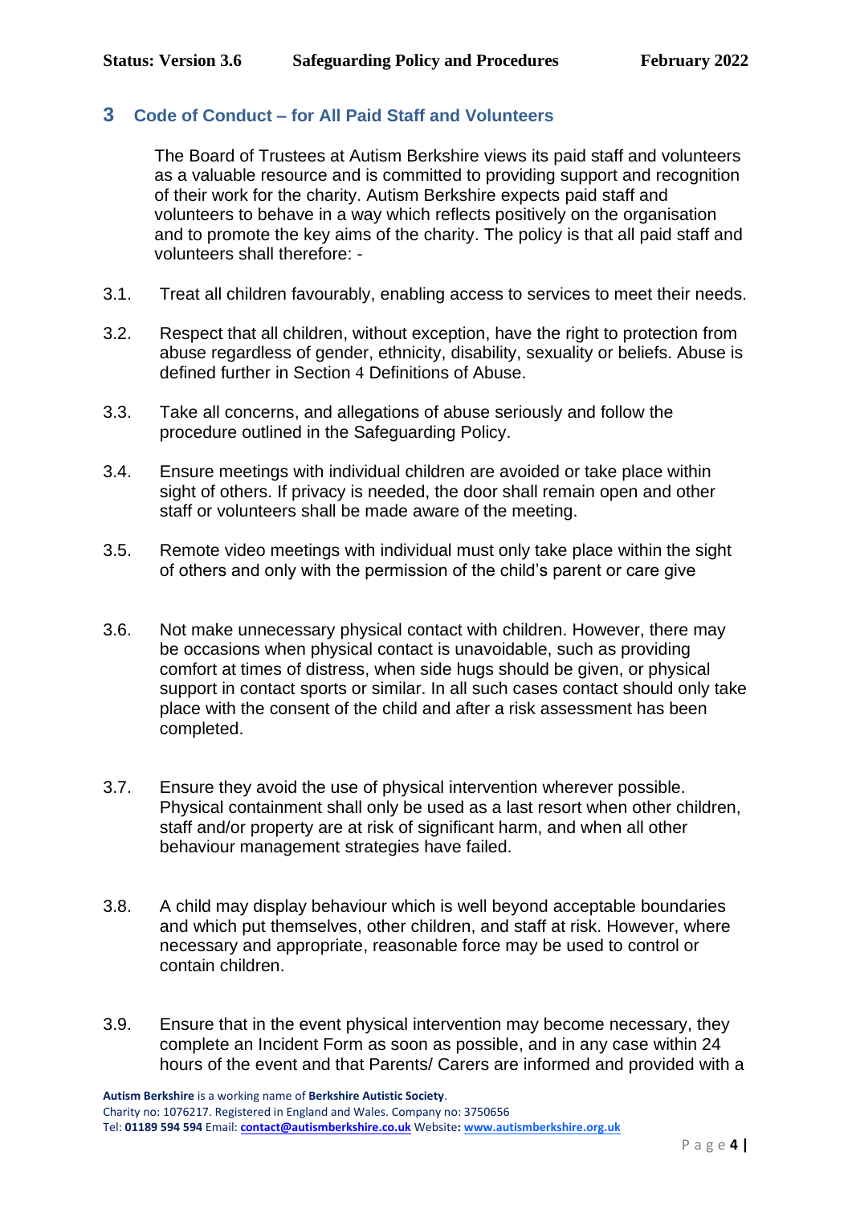## 3 Code of Conduct – for All Paid Staff and Volunteers

The Board of Trustees at Autism Berkshire views its paid staff and volunteers as a valuable resource and is committed to providing support and recognition of their work for the charity. Autism Berkshire expects paid staff and volunteers to behave in a way which reflects positively on the organisation and to promote the key aims of the charity. The policy is that all paid staff and volunteers shall therefore: -

3.1. Treat all children favourably, enabling access to services to meet their needs.

3.2. Respect that all children, without exception, have the right to protection from abuse regardless of gender, ethnicity, disability, sexuality or beliefs. Abuse is defined further in Section 4 Definitions of Abuse.

3.3. Take all concerns, and allegations of abuse seriously and follow the procedure outlined in the Safeguarding Policy.

3.4. Ensure meetings with individual children are avoided or take place within sight of others. If privacy is needed, the door shall remain open and other staff or volunteers shall be made aware of the meeting.

3.5. Remote video meetings with individual must only take place within the sight of others and only with the permission of the child's parent or care give

3.6. Not make unnecessary physical contact with children. However, there may be occasions when physical contact is unavoidable, such as providing comfort at times of distress, when side hugs should be given, or physical support in contact sports or similar. In all such cases contact should only take place with the consent of the child and after a risk assessment has been completed.

3.7. Ensure they avoid the use of physical intervention wherever possible. Physical containment shall only be used as a last resort when other children, staff and/or property are at risk of significant harm, and when all other behaviour management strategies have failed.

3.8. A child may display behaviour which is well beyond acceptable boundaries and which put themselves, other children, and staff at risk. However, where necessary and appropriate, reasonable force may be used to control or contain children.

3.9. Ensure that in the event physical intervention may become necessary, they complete an Incident Form as soon as possible, and in any case within 24 hours of the event and that Parents/ Carers are informed and provided with a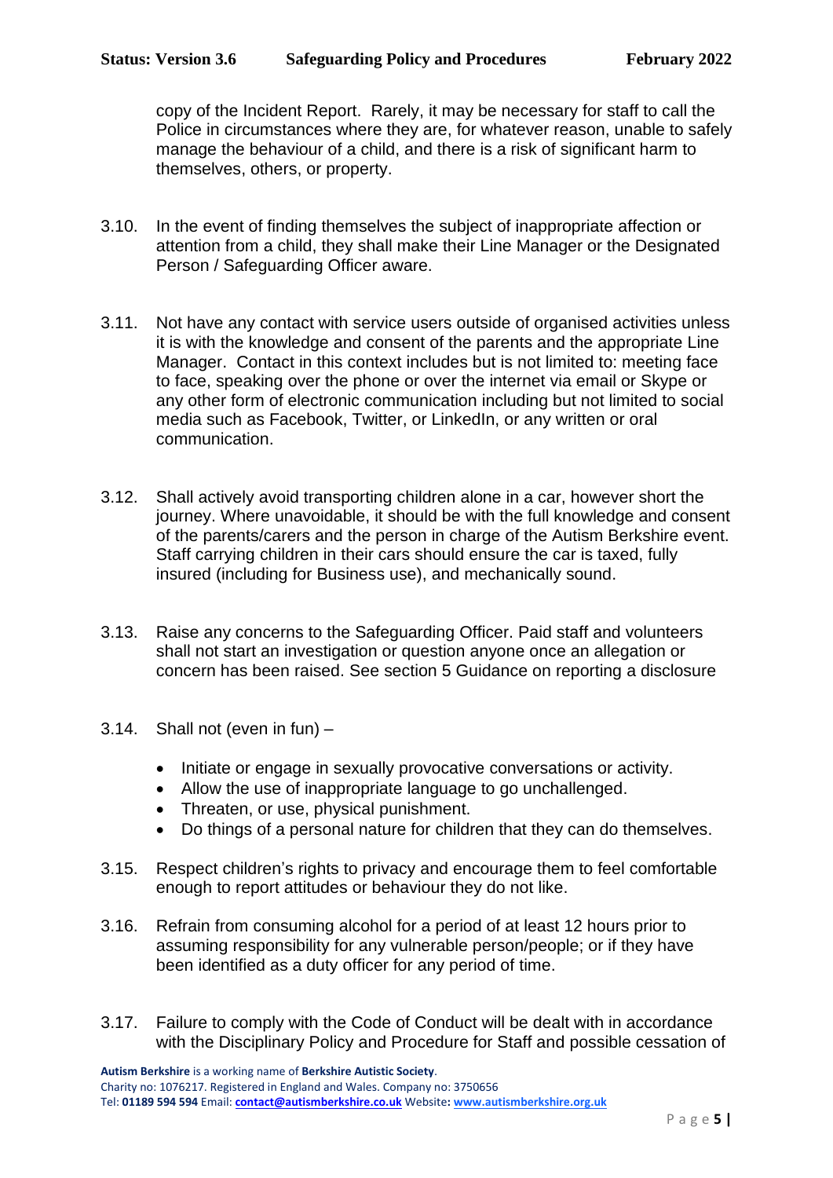copy of the Incident Report. Rarely, it may be necessary for staff to call the Police in circumstances where they are, for whatever reason, unable to safely manage the behaviour of a child, and there is a risk of significant harm to themselves, others, or property.

3.10. In the event of finding themselves the subject of inappropriate affection or attention from a child, they shall make their Line Manager or the Designated Person / Safeguarding Officer aware.

3.11. Not have any contact with service users outside of organised activities unless it is with the knowledge and consent of the parents and the appropriate Line Manager. Contact in this context includes but is not limited to: meeting face to face, speaking over the phone or over the internet via email or Skype or any other form of electronic communication including but not limited to social media such as Facebook, Twitter, or LinkedIn, or any written or oral communication.

3.12. Shall actively avoid transporting children alone in a car, however short the journey. Where unavoidable, it should be with the full knowledge and consent of the parents/carers and the person in charge of the Autism Berkshire event. Staff carrying children in their cars should ensure the car is taxed, fully insured (including for Business use), and mechanically sound.

3.13. Raise any concerns to the Safeguarding Officer. Paid staff and volunteers shall not start an investigation or question anyone once an allegation or concern has been raised. See section 5 Guidance on reporting a disclosure

3.14. Shall not (even in fun) –

- Initiate or engage in sexually provocative conversations or activity.
- Allow the use of inappropriate language to go unchallenged.
- Threaten, or use, physical punishment.
- Do things of a personal nature for children that they can do themselves.

3.15. Respect children's rights to privacy and encourage them to feel comfortable enough to report attitudes or behaviour they do not like.

3.16. Refrain from consuming alcohol for a period of at least 12 hours prior to assuming responsibility for any vulnerable person/people; or if they have been identified as a duty officer for any period of time.

3.17. Failure to comply with the Code of Conduct will be dealt with in accordance with the Disciplinary Policy and Procedure for Staff and possible cessation of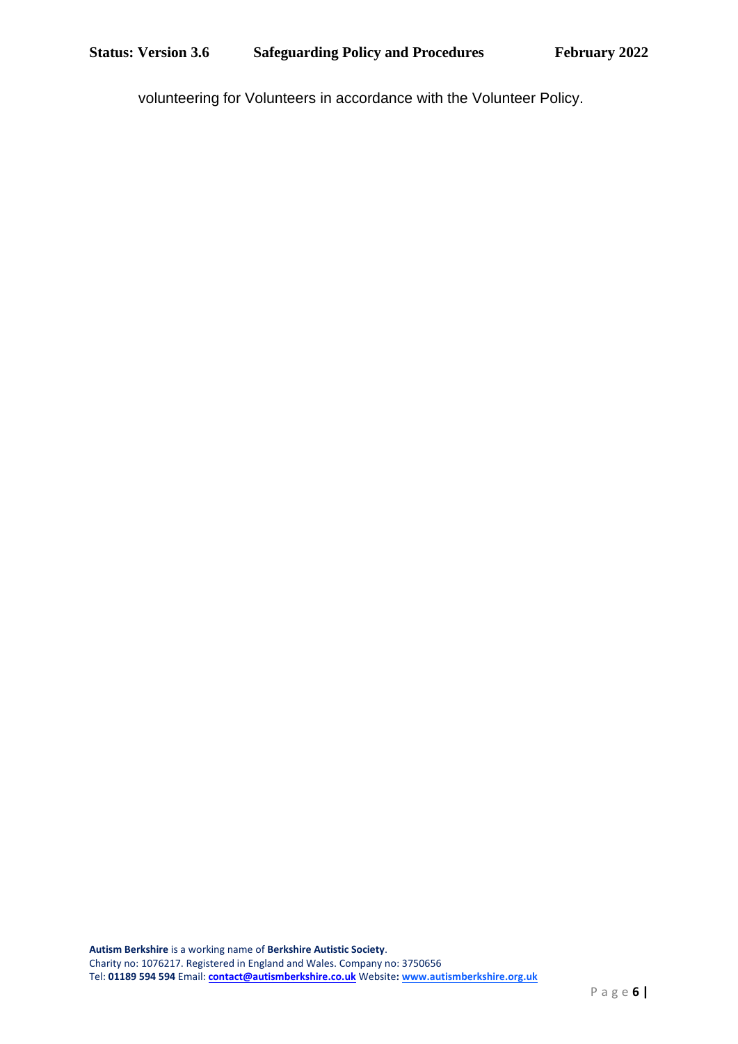volunteering for Volunteers in accordance with the Volunteer Policy.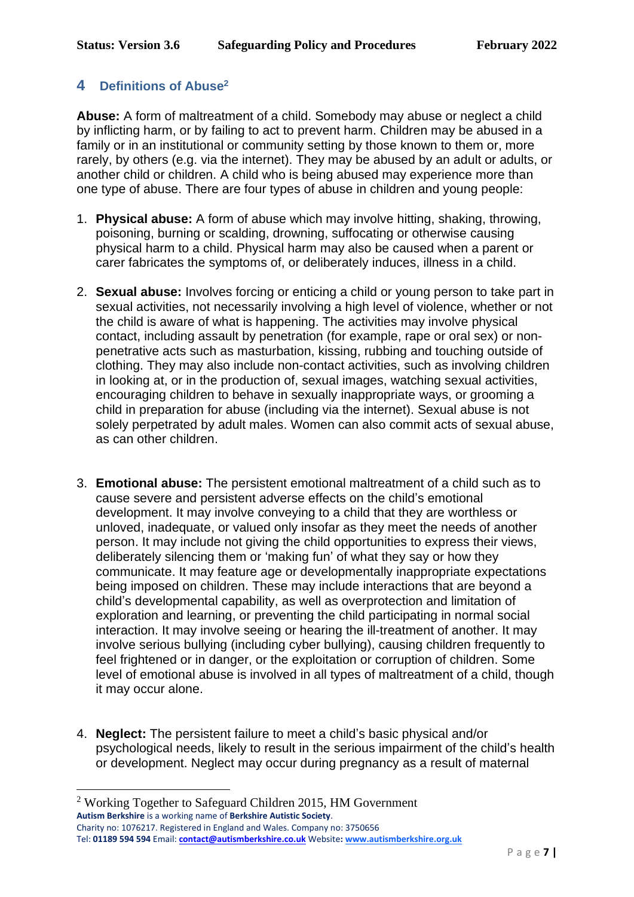## 4 Definitions of Abuse[2]

**Abuse:** A form of maltreatment of a child. Somebody may abuse or neglect a child by inflicting harm, or by failing to act to prevent harm. Children may be abused in a family or in an institutional or community setting by those known to them or, more rarely, by others (e.g. via the internet). They may be abused by an adult or adults, or another child or children. A child who is being abused may experience more than one type of abuse. There are four types of abuse in children and young people:

1. **Physical abuse:** A form of abuse which may involve hitting, shaking, throwing, poisoning, burning or scalding, drowning, suffocating or otherwise causing physical harm to a child. Physical harm may also be caused when a parent or carer fabricates the symptoms of, or deliberately induces, illness in a child.

2. **Sexual abuse:** Involves forcing or enticing a child or young person to take part in sexual activities, not necessarily involving a high level of violence, whether or not the child is aware of what is happening. The activities may involve physical contact, including assault by penetration (for example, rape or oral sex) or non-penetrative acts such as masturbation, kissing, rubbing and touching outside of clothing. They may also include non-contact activities, such as involving children in looking at, or in the production of, sexual images, watching sexual activities, encouraging children to behave in sexually inappropriate ways, or grooming a child in preparation for abuse (including via the internet). Sexual abuse is not solely perpetrated by adult males. Women can also commit acts of sexual abuse, as can other children.

3. **Emotional abuse:** The persistent emotional maltreatment of a child such as to cause severe and persistent adverse effects on the child's emotional development. It may involve conveying to a child that they are worthless or unloved, inadequate, or valued only insofar as they meet the needs of another person. It may include not giving the child opportunities to express their views, deliberately silencing them or 'making fun' of what they say or how they communicate. It may feature age or developmentally inappropriate expectations being imposed on children. These may include interactions that are beyond a child's developmental capability, as well as overprotection and limitation of exploration and learning, or preventing the child participating in normal social interaction. It may involve seeing or hearing the ill-treatment of another. It may involve serious bullying (including cyber bullying), causing children frequently to feel frightened or in danger, or the exploitation or corruption of children. Some level of emotional abuse is involved in all types of maltreatment of a child, though it may occur alone.

4. **Neglect:** The persistent failure to meet a child's basic physical and/or psychological needs, likely to result in the serious impairment of the child's health or development. Neglect may occur during pregnancy as a result of maternal

[2] Working Together to Safeguard Children 2015, HM Government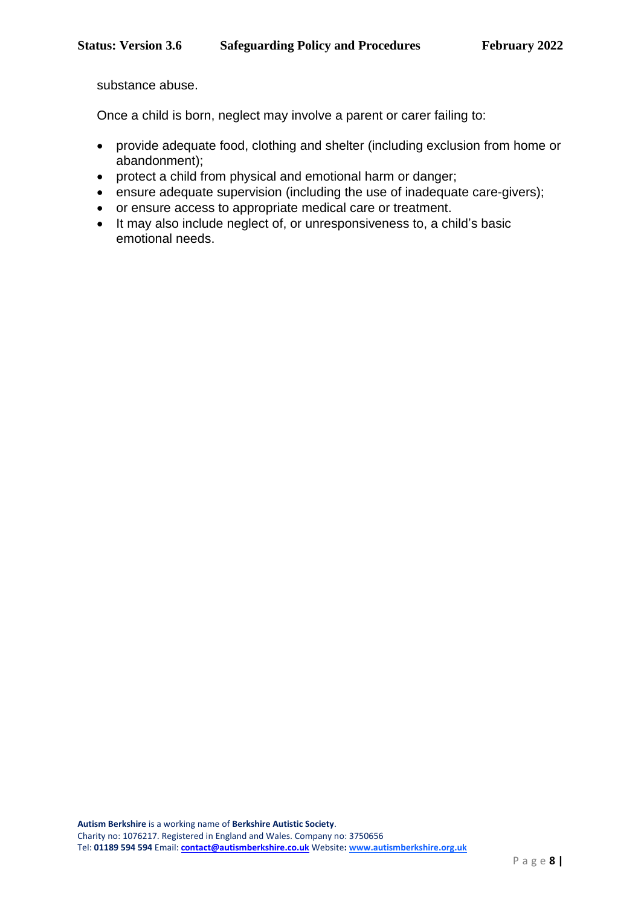substance abuse.

Once a child is born, neglect may involve a parent or carer failing to:

- provide adequate food, clothing and shelter (including exclusion from home or abandonment);
- protect a child from physical and emotional harm or danger;
- ensure adequate supervision (including the use of inadequate care-givers);
- or ensure access to appropriate medical care or treatment.
- It may also include neglect of, or unresponsiveness to, a child's basic emotional needs.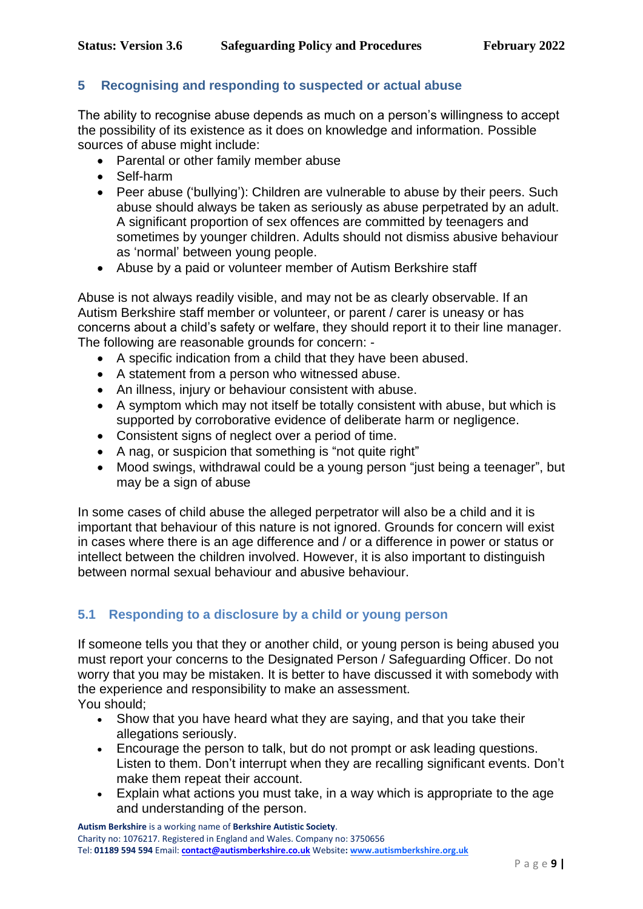## 5 Recognising and responding to suspected or actual abuse

The ability to recognise abuse depends as much on a person's willingness to accept the possibility of its existence as it does on knowledge and information. Possible sources of abuse might include:

- Parental or other family member abuse
- Self-harm
- Peer abuse ('bullying'): Children are vulnerable to abuse by their peers. Such abuse should always be taken as seriously as abuse perpetrated by an adult. A significant proportion of sex offences are committed by teenagers and sometimes by younger children. Adults should not dismiss abusive behaviour as 'normal' between young people.
- Abuse by a paid or volunteer member of Autism Berkshire staff

Abuse is not always readily visible, and may not be as clearly observable. If an Autism Berkshire staff member or volunteer, or parent / carer is uneasy or has concerns about a child's safety or welfare, they should report it to their line manager. The following are reasonable grounds for concern: -

- A specific indication from a child that they have been abused.
- A statement from a person who witnessed abuse.
- An illness, injury or behaviour consistent with abuse.
- A symptom which may not itself be totally consistent with abuse, but which is supported by corroborative evidence of deliberate harm or negligence.
- Consistent signs of neglect over a period of time.
- A nag, or suspicion that something is "not quite right"
- Mood swings, withdrawal could be a young person "just being a teenager", but may be a sign of abuse

In some cases of child abuse the alleged perpetrator will also be a child and it is important that behaviour of this nature is not ignored. Grounds for concern will exist in cases where there is an age difference and / or a difference in power or status or intellect between the children involved. However, it is also important to distinguish between normal sexual behaviour and abusive behaviour.

### 5.1 Responding to a disclosure by a child or young person

If someone tells you that they or another child, or young person is being abused you must report your concerns to the Designated Person / Safeguarding Officer. Do not worry that you may be mistaken. It is better to have discussed it with somebody with the experience and responsibility to make an assessment.

You should;

- Show that you have heard what they are saying, and that you take their allegations seriously.
- Encourage the person to talk, but do not prompt or ask leading questions. Listen to them. Don't interrupt when they are recalling significant events. Don't make them repeat their account.
- Explain what actions you must take, in a way which is appropriate to the age and understanding of the person.

**Autism Berkshire** is a working name of **Berkshire Autistic Society**.
Charity no: 1076217. Registered in England and Wales. Company no: 3750656
Tel: **01189 594 594** Email: **contact@autismberkshire.co.uk** Website: **www.autismberkshire.org.uk**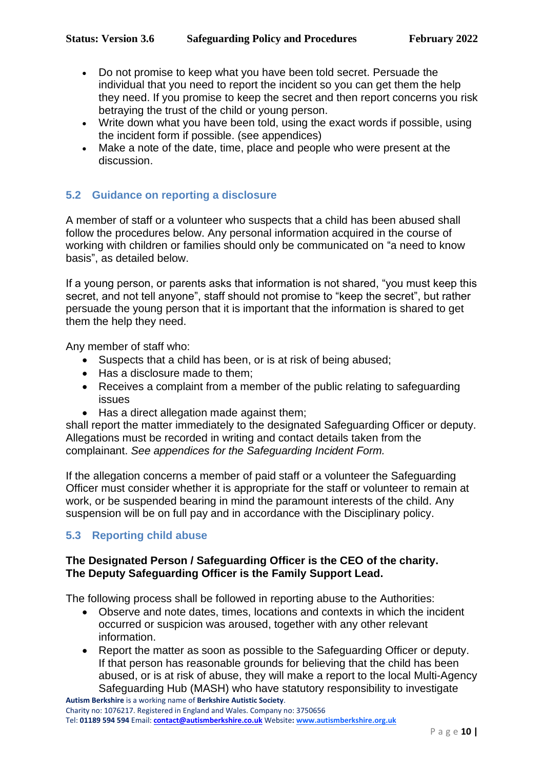- Do not promise to keep what you have been told secret. Persuade the individual that you need to report the incident so you can get them the help they need. If you promise to keep the secret and then report concerns you risk betraying the trust of the child or young person.
- Write down what you have been told, using the exact words if possible, using the incident form if possible. (see appendices)
- Make a note of the date, time, place and people who were present at the discussion.

## 5.2 Guidance on reporting a disclosure

A member of staff or a volunteer who suspects that a child has been abused shall follow the procedures below. Any personal information acquired in the course of working with children or families should only be communicated on "a need to know basis", as detailed below.

If a young person, or parents asks that information is not shared, "you must keep this secret, and not tell anyone", staff should not promise to "keep the secret", but rather persuade the young person that it is important that the information is shared to get them the help they need.

Any member of staff who:

- Suspects that a child has been, or is at risk of being abused;
- Has a disclosure made to them;
- Receives a complaint from a member of the public relating to safeguarding issues
- Has a direct allegation made against them;

shall report the matter immediately to the designated Safeguarding Officer or deputy. Allegations must be recorded in writing and contact details taken from the complainant. *See appendices for the Safeguarding Incident Form.*

If the allegation concerns a member of paid staff or a volunteer the Safeguarding Officer must consider whether it is appropriate for the staff or volunteer to remain at work, or be suspended bearing in mind the paramount interests of the child. Any suspension will be on full pay and in accordance with the Disciplinary policy.

## 5.3 Reporting child abuse

**The Designated Person / Safeguarding Officer is the CEO of the charity. The Deputy Safeguarding Officer is the Family Support Lead.**

The following process shall be followed in reporting abuse to the Authorities:

- Observe and note dates, times, locations and contexts in which the incident occurred or suspicion was aroused, together with any other relevant information.
- Report the matter as soon as possible to the Safeguarding Officer or deputy. If that person has reasonable grounds for believing that the child has been abused, or is at risk of abuse, they will make a report to the local Multi-Agency Safeguarding Hub (MASH) who have statutory responsibility to investigate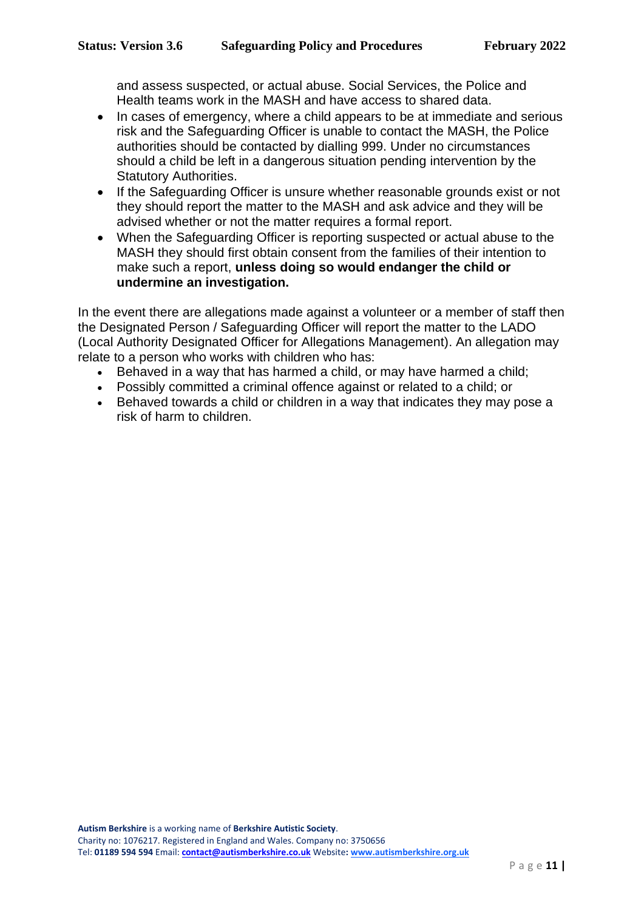and assess suspected, or actual abuse. Social Services, the Police and Health teams work in the MASH and have access to shared data.

- In cases of emergency, where a child appears to be at immediate and serious risk and the Safeguarding Officer is unable to contact the MASH, the Police authorities should be contacted by dialling 999. Under no circumstances should a child be left in a dangerous situation pending intervention by the Statutory Authorities.
- If the Safeguarding Officer is unsure whether reasonable grounds exist or not they should report the matter to the MASH and ask advice and they will be advised whether or not the matter requires a formal report.
- When the Safeguarding Officer is reporting suspected or actual abuse to the MASH they should first obtain consent from the families of their intention to make such a report, **unless doing so would endanger the child or undermine an investigation.**

In the event there are allegations made against a volunteer or a member of staff then the Designated Person / Safeguarding Officer will report the matter to the LADO (Local Authority Designated Officer for Allegations Management). An allegation may relate to a person who works with children who has:

- Behaved in a way that has harmed a child, or may have harmed a child;
- Possibly committed a criminal offence against or related to a child; or
- Behaved towards a child or children in a way that indicates they may pose a risk of harm to children.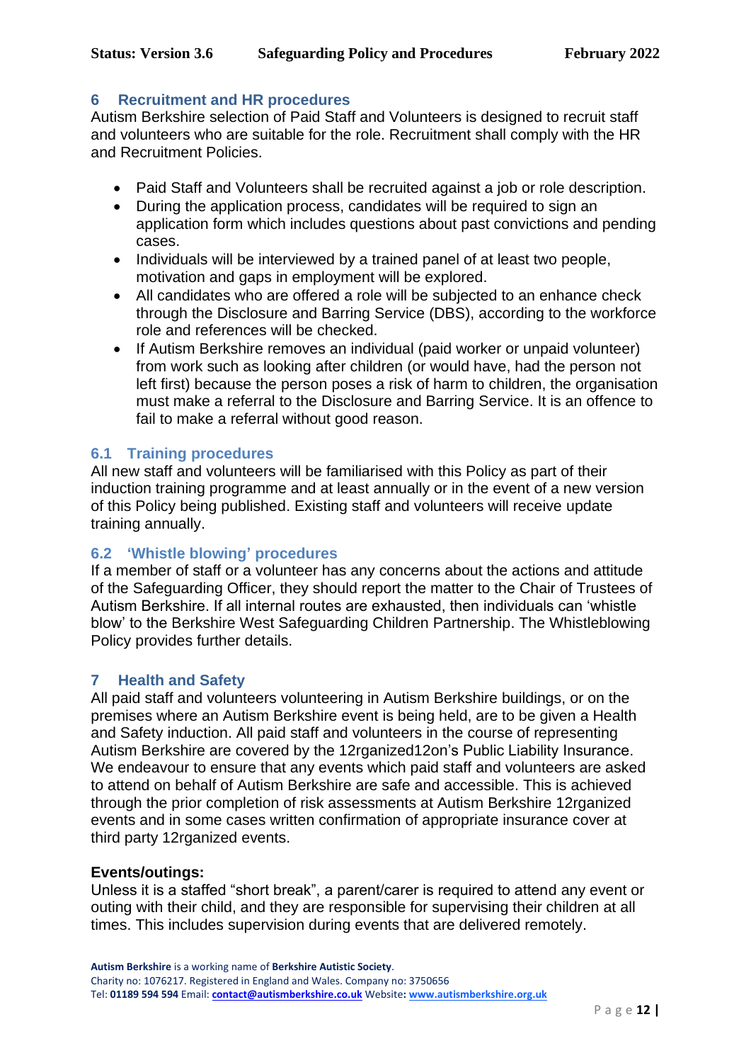## 6 Recruitment and HR procedures

Autism Berkshire selection of Paid Staff and Volunteers is designed to recruit staff and volunteers who are suitable for the role. Recruitment shall comply with the HR and Recruitment Policies.

- Paid Staff and Volunteers shall be recruited against a job or role description.
- During the application process, candidates will be required to sign an application form which includes questions about past convictions and pending cases.
- Individuals will be interviewed by a trained panel of at least two people, motivation and gaps in employment will be explored.
- All candidates who are offered a role will be subjected to an enhance check through the Disclosure and Barring Service (DBS), according to the workforce role and references will be checked.
- If Autism Berkshire removes an individual (paid worker or unpaid volunteer) from work such as looking after children (or would have, had the person not left first) because the person poses a risk of harm to children, the organisation must make a referral to the Disclosure and Barring Service. It is an offence to fail to make a referral without good reason.

### 6.1 Training procedures

All new staff and volunteers will be familiarised with this Policy as part of their induction training programme and at least annually or in the event of a new version of this Policy being published. Existing staff and volunteers will receive update training annually.

### 6.2 'Whistle blowing' procedures

If a member of staff or a volunteer has any concerns about the actions and attitude of the Safeguarding Officer, they should report the matter to the Chair of Trustees of Autism Berkshire. If all internal routes are exhausted, then individuals can 'whistle blow' to the Berkshire West Safeguarding Children Partnership. The Whistleblowing Policy provides further details.

## 7 Health and Safety

All paid staff and volunteers volunteering in Autism Berkshire buildings, or on the premises where an Autism Berkshire event is being held, are to be given a Health and Safety induction. All paid staff and volunteers in the course of representing Autism Berkshire are covered by the 12rganized12on's Public Liability Insurance. We endeavour to ensure that any events which paid staff and volunteers are asked to attend on behalf of Autism Berkshire are safe and accessible. This is achieved through the prior completion of risk assessments at Autism Berkshire 12rganized events and in some cases written confirmation of appropriate insurance cover at third party 12rganized events.

**Events/outings:**

Unless it is a staffed "short break", a parent/carer is required to attend any event or outing with their child, and they are responsible for supervising their children at all times. This includes supervision during events that are delivered remotely.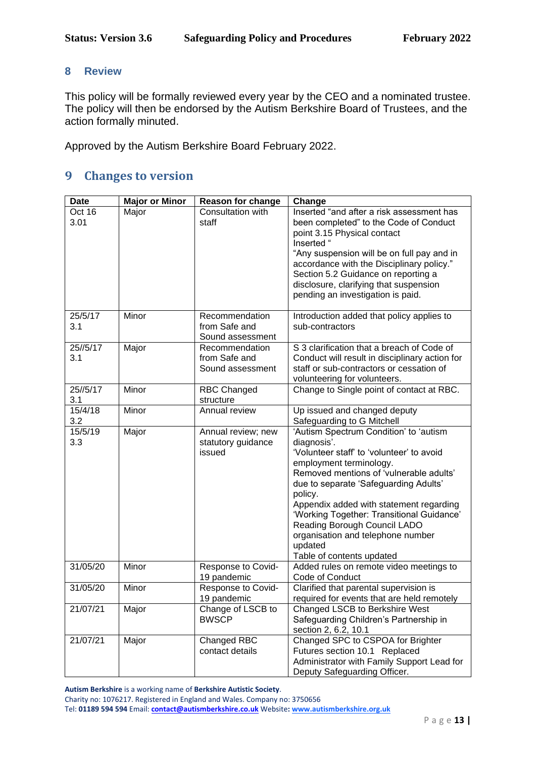## 8 Review

This policy will be formally reviewed every year by the CEO and a nominated trustee. The policy will then be endorsed by the Autism Berkshire Board of Trustees, and the action formally minuted.

Approved by the Autism Berkshire Board February 2022.

## 9 Changes to version

| Date | Major or Minor | Reason for change | Change |
|---|---|---|---|
| Oct 16 3.01 | Major | Consultation with staff | Inserted "and after a risk assessment has been completed" to the Code of Conduct point 3.15 Physical contact Inserted " "Any suspension will be on full pay and in accordance with the Disciplinary policy." Section 5.2 Guidance on reporting a disclosure, clarifying that suspension pending an investigation is paid. |
| 25/5/17 3.1 | Minor | Recommendation from Safe and Sound assessment | Introduction added that policy applies to sub-contractors |
| 25//5/17 3.1 | Major | Recommendation from Safe and Sound assessment | S 3 clarification that a breach of Code of Conduct will result in disciplinary action for staff or sub-contractors or cessation of volunteering for volunteers. |
| 25//5/17 3.1 | Minor | RBC Changed structure | Change to Single point of contact at RBC. |
| 15/4/18 3.2 | Minor | Annual review | Up issued and changed deputy Safeguarding to G Mitchell |
| 15/5/19 3.3 | Major | Annual review; new statutory guidance issued | 'Autism Spectrum Condition' to 'autism diagnosis'. 'Volunteer staff' to 'volunteer' to avoid employment terminology. Removed mentions of 'vulnerable adults' due to separate 'Safeguarding Adults' policy. Appendix added with statement regarding 'Working Together: Transitional Guidance' Reading Borough Council LADO organisation and telephone number updated Table of contents updated |
| 31/05/20 | Minor | Response to Covid-19 pandemic | Added rules on remote video meetings to Code of Conduct |
| 31/05/20 | Minor | Response to Covid-19 pandemic | Clarified that parental supervision is required for events that are held remotely |
| 21/07/21 | Major | Change of LSCB to BWSCP | Changed LSCB to Berkshire West Safeguarding Children's Partnership in section 2, 6.2, 10.1 |
| 21/07/21 | Major | Changed RBC contact details | Changed SPC to CSPOA for Brighter Futures section 10.1 Replaced Administrator with Family Support Lead for Deputy Safeguarding Officer. |

**Autism Berkshire** is a working name of **Berkshire Autistic Society**.
Charity no: 1076217. Registered in England and Wales. Company no: 3750656
Tel: **01189 594 594** Email: **contact@autismberkshire.co.uk** Website**: www.autismberkshire.org.uk**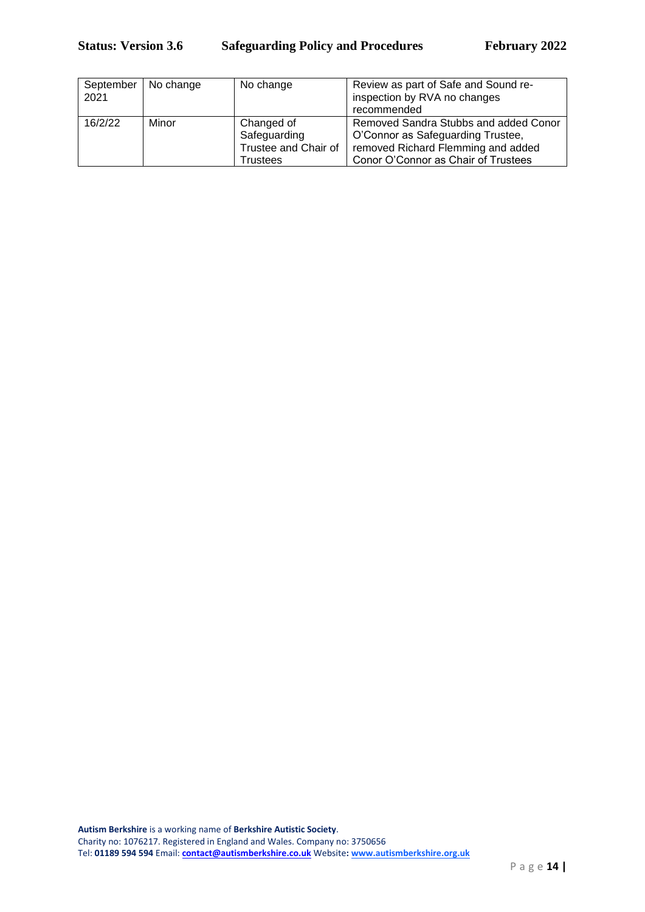| September 2021 | No change | No change | Review as part of Safe and Sound re-inspection by RVA no changes recommended |
|---|---|---|---|
| 16/2/22 | Minor | Changed of Safeguarding Trustee and Chair of Trustees | Removed Sandra Stubbs and added Conor O'Connor as Safeguarding Trustee, removed Richard Flemming and added Conor O'Connor as Chair of Trustees |

**Autism Berkshire** is a working name of **Berkshire Autistic Society**.
Charity no: 1076217. Registered in England and Wales. Company no: 3750656
Tel: **01189 594 594** Email: **contact@autismberkshire.co.uk** Website**:** **www.autismberkshire.org.uk**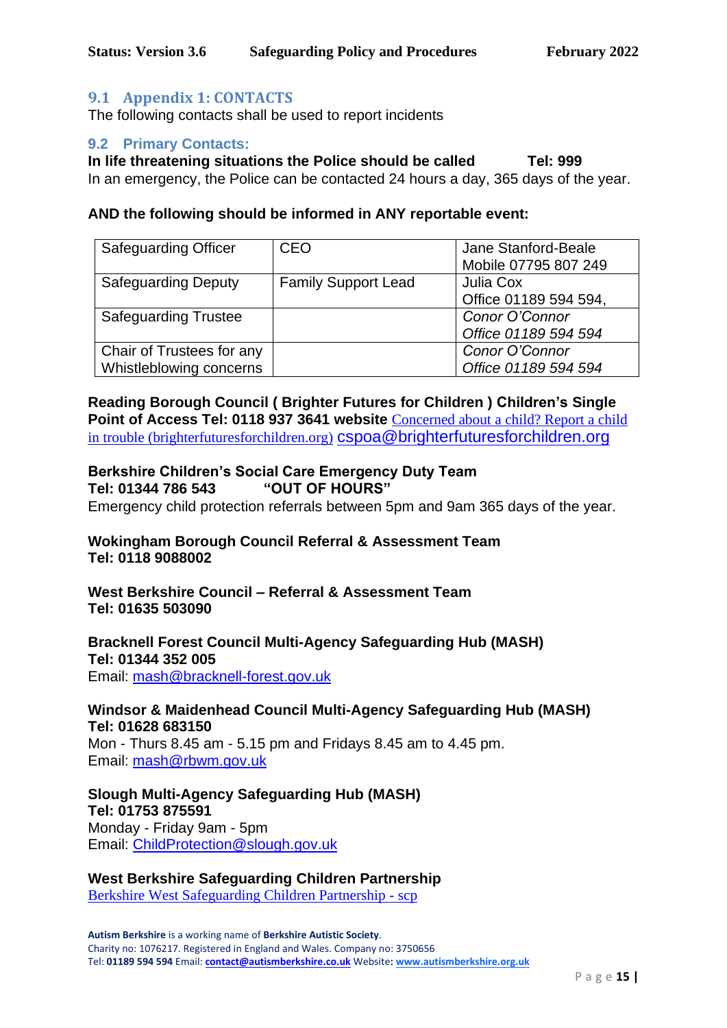## 9.1 Appendix 1: CONTACTS

The following contacts shall be used to report incidents

### 9.2 Primary Contacts:

**In life threatening situations the Police should be called Tel: 999**

In an emergency, the Police can be contacted 24 hours a day, 365 days of the year.

**AND the following should be informed in ANY reportable event:**

| | | |
|---|---|---|
| Safeguarding Officer | CEO | Jane Stanford-Beale<br>Mobile 07795 807 249 |
| Safeguarding Deputy | Family Support Lead | Julia Cox<br>Office 01189 594 594, |
| Safeguarding Trustee | | *Conor O'Connor*<br>*Office 01189 594 594* |
| Chair of Trustees for any Whistleblowing concerns | | *Conor O'Connor*<br>*Office 01189 594 594* |

**Reading Borough Council ( Brighter Futures for Children ) Children's Single Point of Access Tel: 0118 937 3641 website** Concerned about a child? Report a child in trouble (brighterfuturesforchildren.org) cspoa@brighterfuturesforchildren.org

**Berkshire Children's Social Care Emergency Duty Team**
**Tel: 01344 786 543 "OUT OF HOURS"**
Emergency child protection referrals between 5pm and 9am 365 days of the year.

**Wokingham Borough Council Referral & Assessment Team**
**Tel: 0118 9088002**

**West Berkshire Council – Referral & Assessment Team**
**Tel: 01635 503090**

**Bracknell Forest Council Multi-Agency Safeguarding Hub (MASH)**
**Tel: 01344 352 005**
Email: mash@bracknell-forest.gov.uk

**Windsor & Maidenhead Council Multi-Agency Safeguarding Hub (MASH)**
**Tel: 01628 683150**
Mon - Thurs 8.45 am - 5.15 pm and Fridays 8.45 am to 4.45 pm.
Email: mash@rbwm.gov.uk

**Slough Multi-Agency Safeguarding Hub (MASH)**
**Tel: 01753 875591**
Monday - Friday 9am - 5pm
Email: ChildProtection@slough.gov.uk

**West Berkshire Safeguarding Children Partnership**
Berkshire West Safeguarding Children Partnership - scp

**Autism Berkshire** is a working name of **Berkshire Autistic Society**.
Charity no: 1076217. Registered in England and Wales. Company no: 3750656
Tel: **01189 594 594** Email: **contact@autismberkshire.co.uk** Website**: www.autismberkshire.org.uk**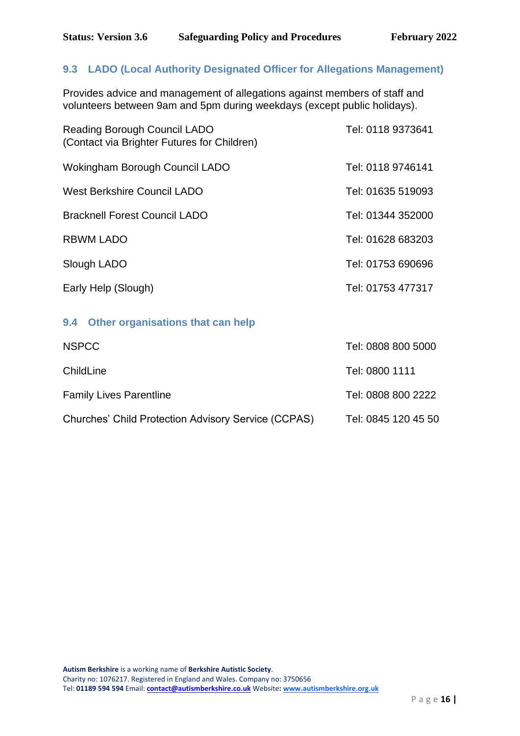### 9.3 LADO (Local Authority Designated Officer for Allegations Management)

Provides advice and management of allegations against members of staff and volunteers between 9am and 5pm during weekdays (except public holidays).

| | |
|---|---|
| Reading Borough Council LADO<br>(Contact via Brighter Futures for Children) | Tel: 0118 9373641 |
| Wokingham Borough Council LADO | Tel: 0118 9746141 |
| West Berkshire Council LADO | Tel: 01635 519093 |
| Bracknell Forest Council LADO | Tel: 01344 352000 |
| RBWM LADO | Tel: 01628 683203 |
| Slough LADO | Tel: 01753 690696 |
| Early Help (Slough) | Tel: 01753 477317 |

### 9.4 Other organisations that can help

| | |
|---|---|
| NSPCC | Tel: 0808 800 5000 |
| ChildLine | Tel: 0800 1111 |
| Family Lives Parentline | Tel: 0808 800 2222 |
| Churches' Child Protection Advisory Service (CCPAS) | Tel: 0845 120 45 50 |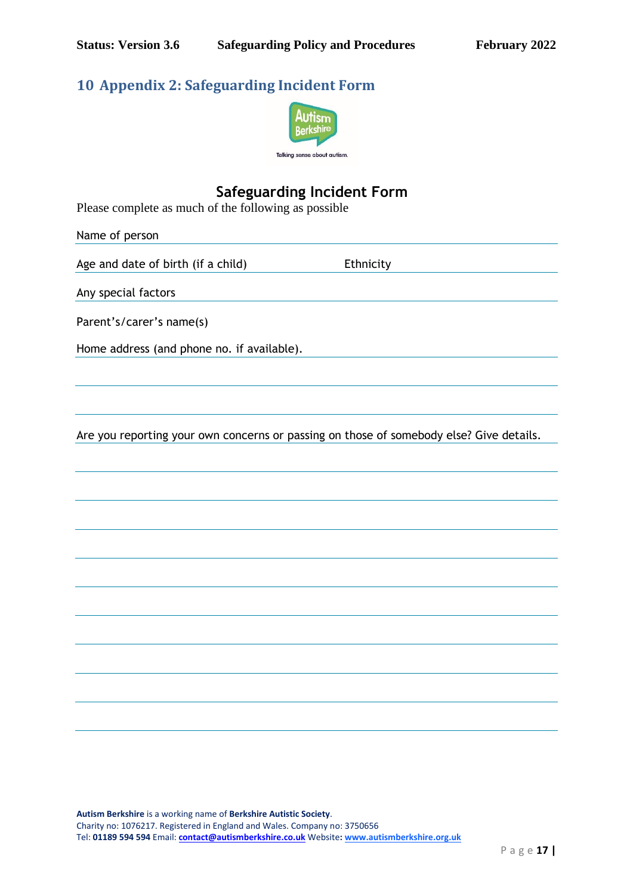# 10 Appendix 2: Safeguarding Incident Form

Talking sense about autism.

## Safeguarding Incident Form

Please complete as much of the following as possible

Name of person

Age and date of birth (if a child) Ethnicity

Any special factors

Parent's/carer's name(s)

Home address (and phone no. if available).

Are you reporting your own concerns or passing on those of somebody else? Give details.

**Autism Berkshire** is a working name of **Berkshire Autistic Society**.
Charity no: 1076217. Registered in England and Wales. Company no: 3750656
Tel: **01189 594 594** Email: **contact@autismberkshire.co.uk** Website**:** **www.autismberkshire.org.uk**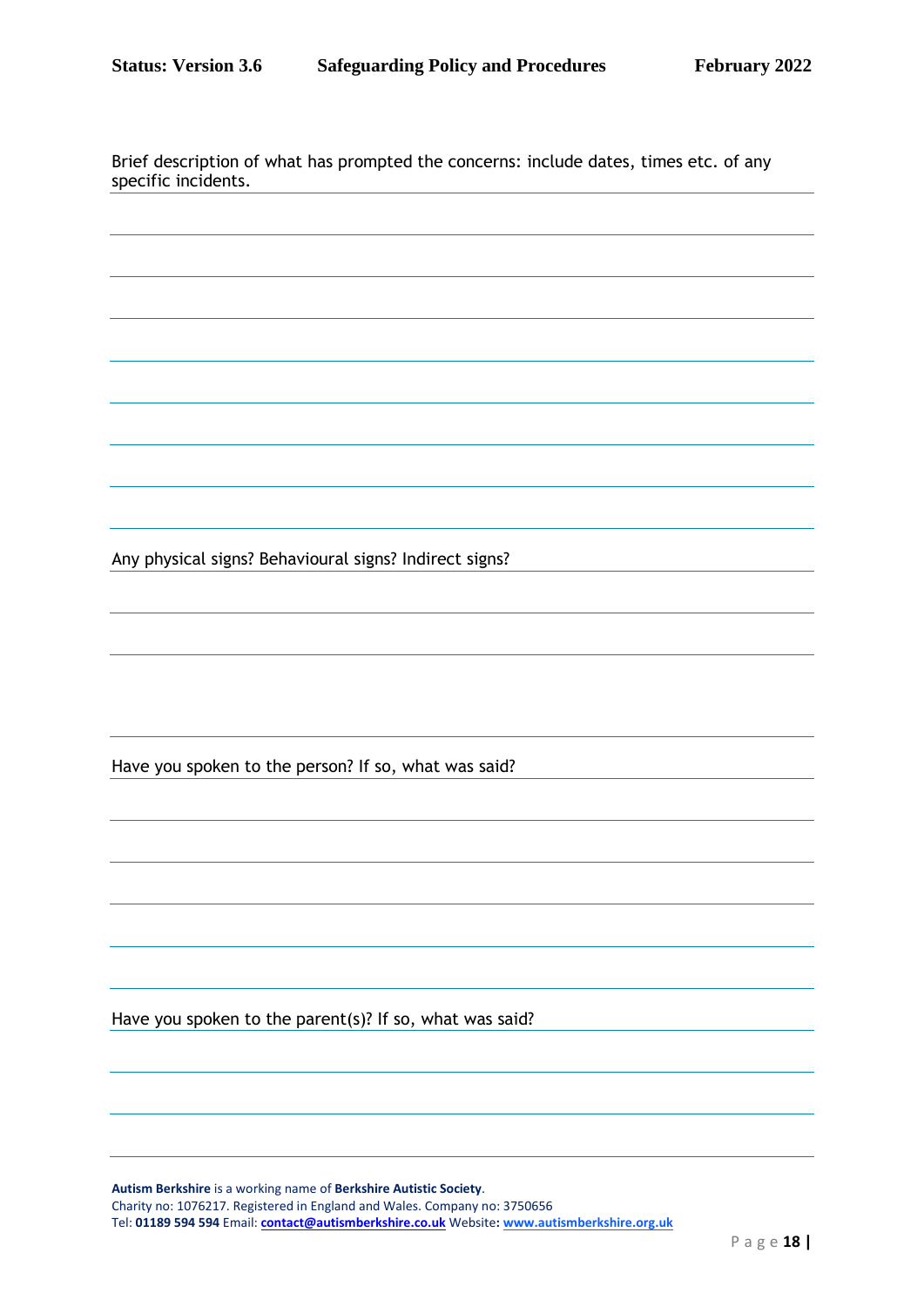Brief description of what has prompted the concerns: include dates, times etc. of any specific incidents.

Any physical signs? Behavioural signs? Indirect signs?

Have you spoken to the person? If so, what was said?

Have you spoken to the parent(s)? If so, what was said?

**Autism Berkshire** is a working name of **Berkshire Autistic Society**.
Charity no: 1076217. Registered in England and Wales. Company no: 3750656
Tel: **01189 594 594** Email: **contact@autismberkshire.co.uk** Website**:** **www.autismberkshire.org.uk**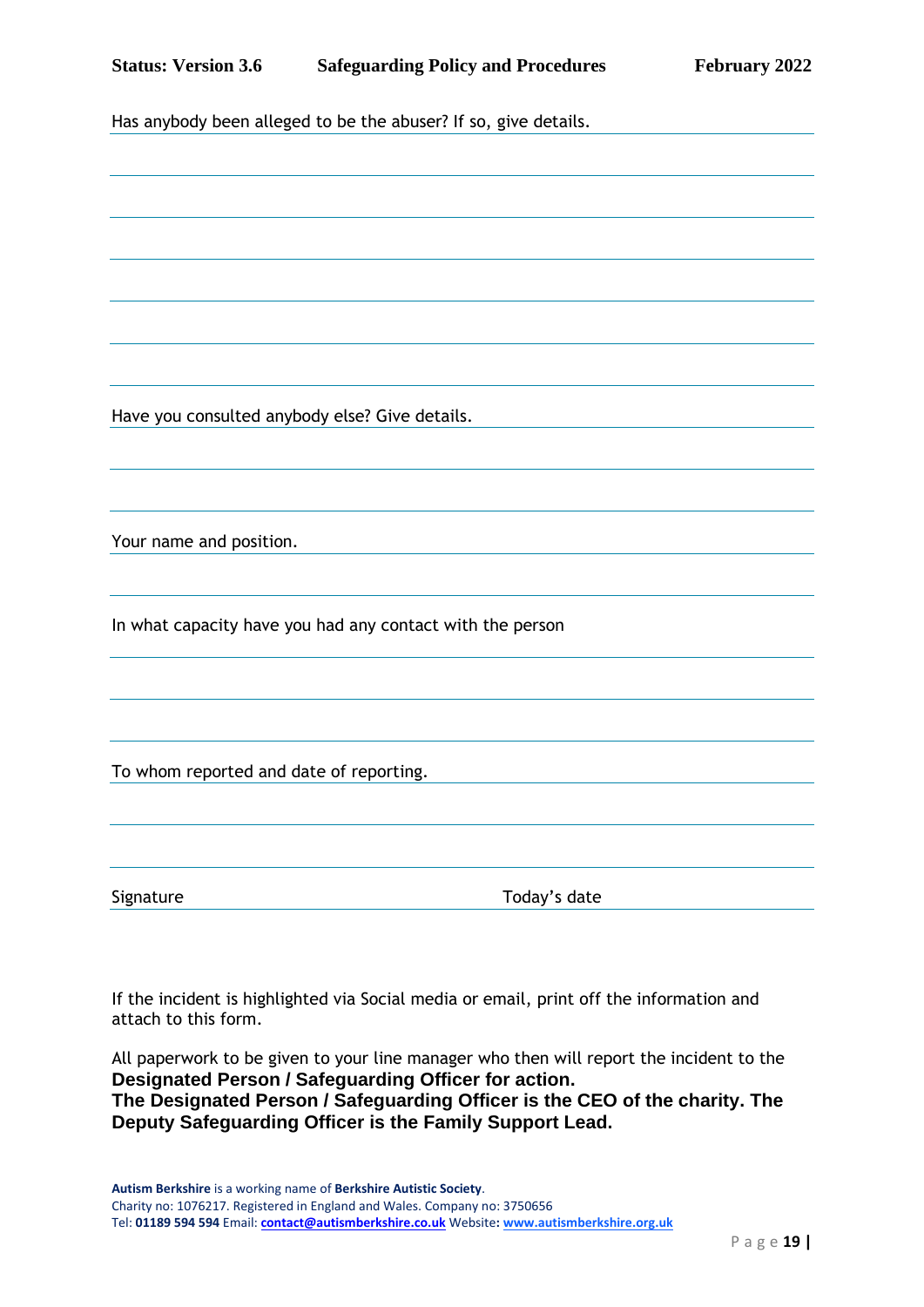Has anybody been alleged to be the abuser? If so, give details.

Have you consulted anybody else? Give details.

Your name and position.

In what capacity have you had any contact with the person

To whom reported and date of reporting.

Signature Today's date

If the incident is highlighted via Social media or email, print off the information and attach to this form.

All paperwork to be given to your line manager who then will report the incident to the **Designated Person / Safeguarding Officer for action.**
**The Designated Person / Safeguarding Officer is the CEO of the charity. The Deputy Safeguarding Officer is the Family Support Lead.**

**Autism Berkshire** is a working name of **Berkshire Autistic Society**.
Charity no: 1076217. Registered in England and Wales. Company no: 3750656
Tel: **01189 594 594** Email: **contact@autismberkshire.co.uk** Website: **www.autismberkshire.org.uk**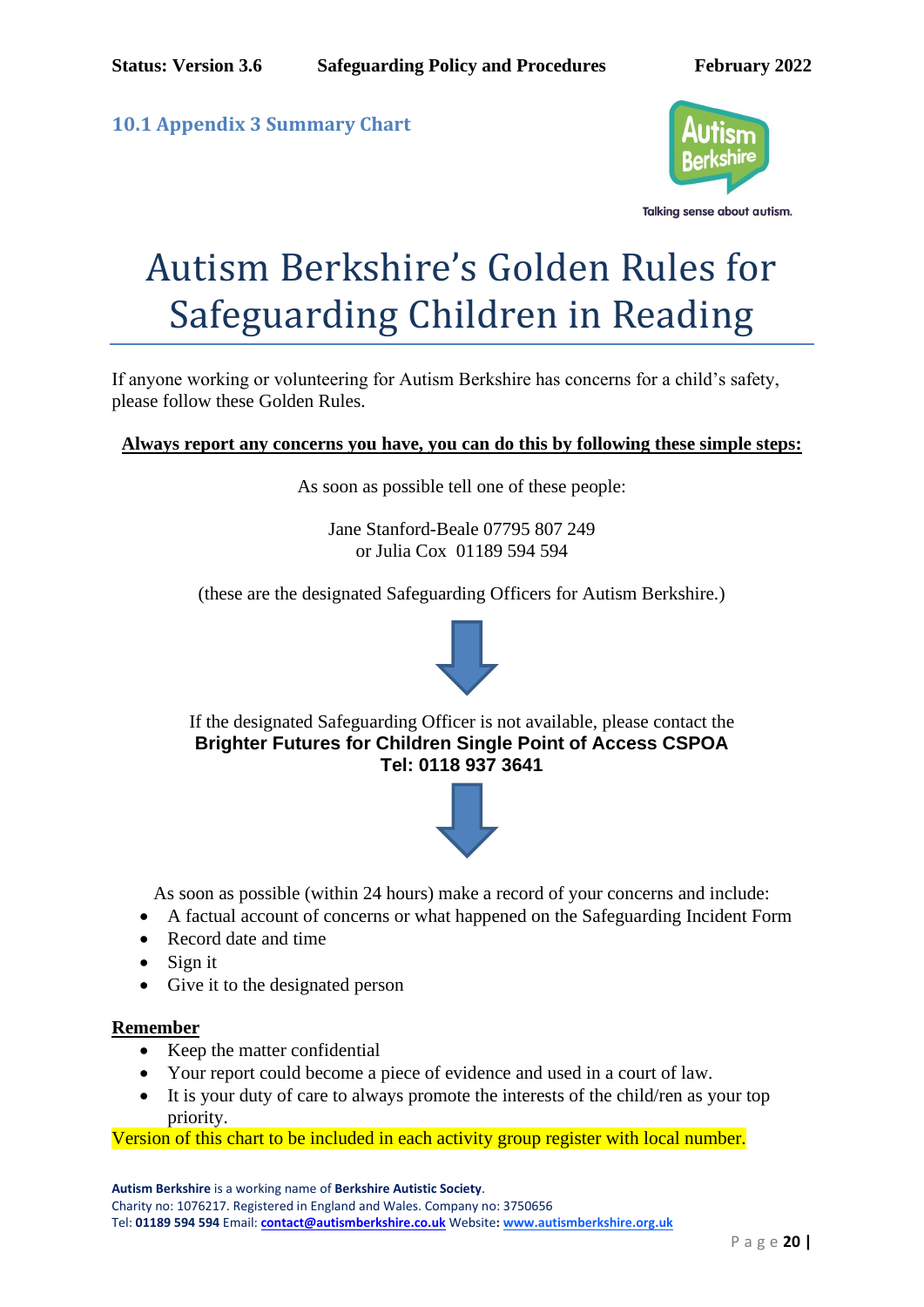## 10.1 Appendix 3 Summary Chart

# Autism Berkshire's Golden Rules for Safeguarding Children in Reading

If anyone working or volunteering for Autism Berkshire has concerns for a child's safety, please follow these Golden Rules.

**Always report any concerns you have, you can do this by following these simple steps:**

As soon as possible tell one of these people:

Jane Stanford-Beale 07795 807 249
or Julia Cox 01189 594 594

(these are the designated Safeguarding Officers for Autism Berkshire.)

If the designated Safeguarding Officer is not available, please contact the
**Brighter Futures for Children Single Point of Access CSPOA**
**Tel: 0118 937 3641**

As soon as possible (within 24 hours) make a record of your concerns and include:

- A factual account of concerns or what happened on the Safeguarding Incident Form
- Record date and time
- Sign it
- Give it to the designated person

**Remember**

- Keep the matter confidential
- Your report could become a piece of evidence and used in a court of law.
- It is your duty of care to always promote the interests of the child/ren as your top priority.

Version of this chart to be included in each activity group register with local number.

**Autism Berkshire** is a working name of **Berkshire Autistic Society**.
Charity no: 1076217. Registered in England and Wales. Company no: 3750656
Tel: **01189 594 594** Email: **contact@autismberkshire.co.uk** Website**:** **www.autismberkshire.org.uk**